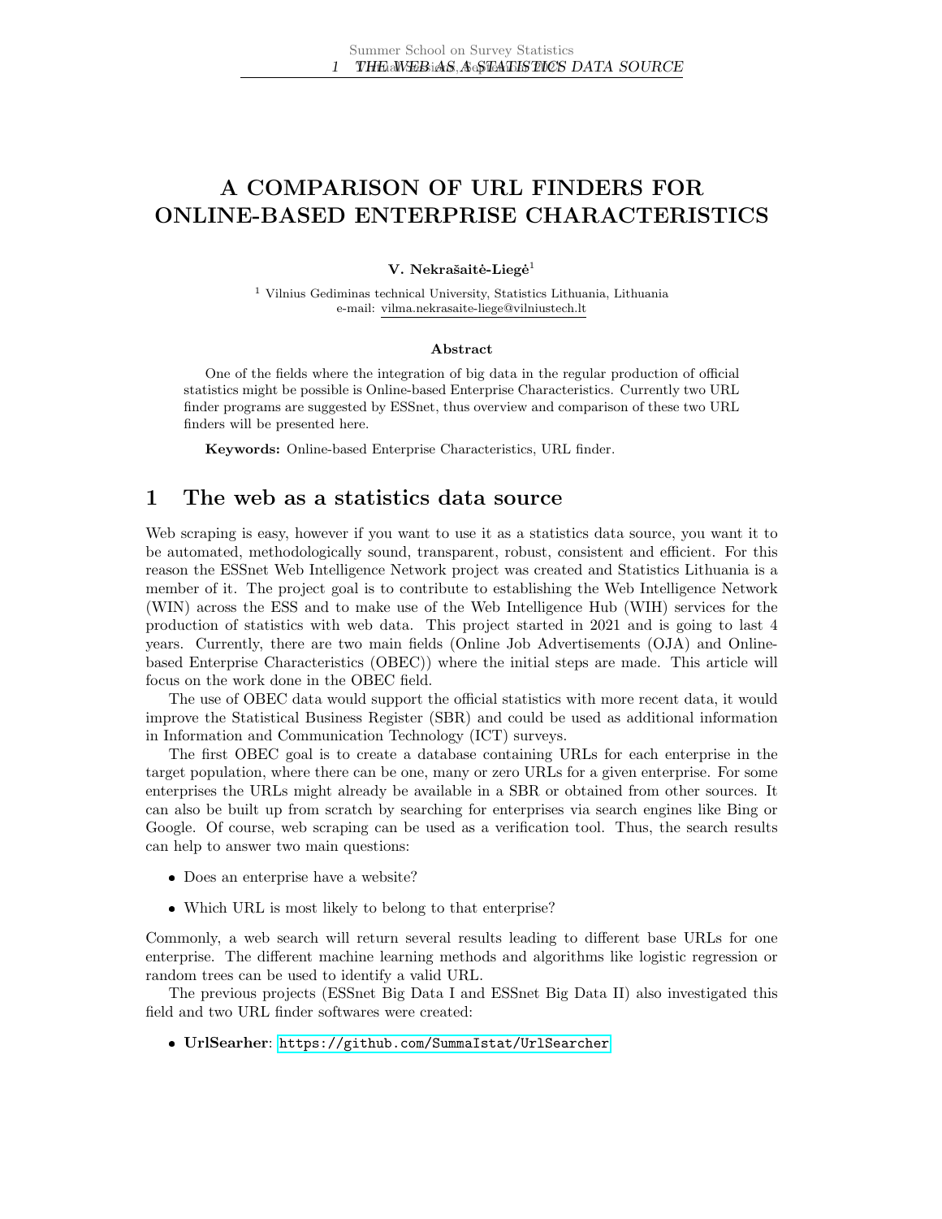# A COMPARISON OF URL FINDERS FOR ONLINE-BASED ENTERPRISE CHARACTERISTICS

**V. Nekrašaitė-Liegė**[1]

[1] Vilnius Gediminas technical University, Statistics Lithuania, Lithuania
e-mail: vilma.nekrasaite-liege@vilniustech.lt

**Abstract**

One of the fields where the integration of big data in the regular production of official statistics might be possible is Online-based Enterprise Characteristics. Currently two URL finder programs are suggested by ESSnet, thus overview and comparison of these two URL finders will be presented here.

**Keywords:** Online-based Enterprise Characteristics, URL finder.

## 1 The web as a statistics data source

Web scraping is easy, however if you want to use it as a statistics data source, you want it to be automated, methodologically sound, transparent, robust, consistent and efficient. For this reason the ESSnet Web Intelligence Network project was created and Statistics Lithuania is a member of it. The project goal is to contribute to establishing the Web Intelligence Network (WIN) across the ESS and to make use of the Web Intelligence Hub (WIH) services for the production of statistics with web data. This project started in 2021 and is going to last 4 years. Currently, there are two main fields (Online Job Advertisements (OJA) and Online-based Enterprise Characteristics (OBEC)) where the initial steps are made. This article will focus on the work done in the OBEC field.

The use of OBEC data would support the official statistics with more recent data, it would improve the Statistical Business Register (SBR) and could be used as additional information in Information and Communication Technology (ICT) surveys.

The first OBEC goal is to create a database containing URLs for each enterprise in the target population, where there can be one, many or zero URLs for a given enterprise. For some enterprises the URLs might already be available in a SBR or obtained from other sources. It can also be built up from scratch by searching for enterprises via search engines like Bing or Google. Of course, web scraping can be used as a verification tool. Thus, the search results can help to answer two main questions:

- Does an enterprise have a website?
- Which URL is most likely to belong to that enterprise?

Commonly, a web search will return several results leading to different base URLs for one enterprise. The different machine learning methods and algorithms like logistic regression or random trees can be used to identify a valid URL.

The previous projects (ESSnet Big Data I and ESSnet Big Data II) also investigated this field and two URL finder softwares were created:

- **UrlSearher**: https://github.com/SummaIstat/UrlSearcher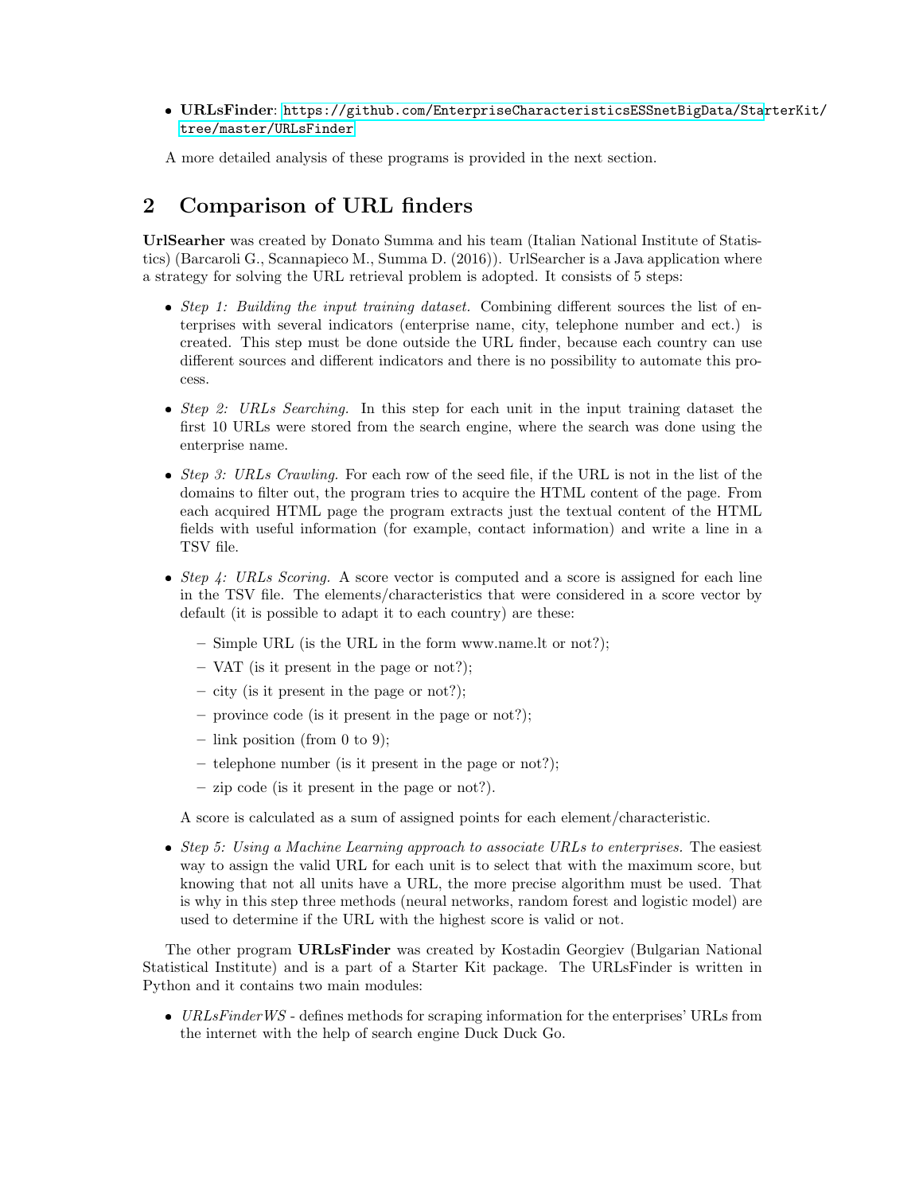- **URLsFinder**: https://github.com/EnterpriseCharacteristicsESSnetBigData/StarterKit/tree/master/URLsFinder

A more detailed analysis of these programs is provided in the next section.

## 2 Comparison of URL finders

**UrlSearher** was created by Donato Summa and his team (Italian National Institute of Statistics) (Barcaroli G., Scannapieco M., Summa D. (2016)). UrlSearcher is a Java application where a strategy for solving the URL retrieval problem is adopted. It consists of 5 steps:

- *Step 1: Building the input training dataset.* Combining different sources the list of enterprises with several indicators (enterprise name, city, telephone number and ect.) is created. This step must be done outside the URL finder, because each country can use different sources and different indicators and there is no possibility to automate this process.
- *Step 2: URLs Searching.* In this step for each unit in the input training dataset the first 10 URLs were stored from the search engine, where the search was done using the enterprise name.
- *Step 3: URLs Crawling.* For each row of the seed file, if the URL is not in the list of the domains to filter out, the program tries to acquire the HTML content of the page. From each acquired HTML page the program extracts just the textual content of the HTML fields with useful information (for example, contact information) and write a line in a TSV file.
- *Step 4: URLs Scoring.* A score vector is computed and a score is assigned for each line in the TSV file. The elements/characteristics that were considered in a score vector by default (it is possible to adapt it to each country) are these:
  - Simple URL (is the URL in the form www.name.lt or not?);
  - VAT (is it present in the page or not?);
  - city (is it present in the page or not?);
  - province code (is it present in the page or not?);
  - link position (from 0 to 9);
  - telephone number (is it present in the page or not?);
  - zip code (is it present in the page or not?).

  A score is calculated as a sum of assigned points for each element/characteristic.
- *Step 5: Using a Machine Learning approach to associate URLs to enterprises.* The easiest way to assign the valid URL for each unit is to select that with the maximum score, but knowing that not all units have a URL, the more precise algorithm must be used. That is why in this step three methods (neural networks, random forest and logistic model) are used to determine if the URL with the highest score is valid or not.

The other program **URLsFinder** was created by Kostadin Georgiev (Bulgarian National Statistical Institute) and is a part of a Starter Kit package. The URLsFinder is written in Python and it contains two main modules:

- *URLsFinderWS* - defines methods for scraping information for the enterprises' URLs from the internet with the help of search engine Duck Duck Go.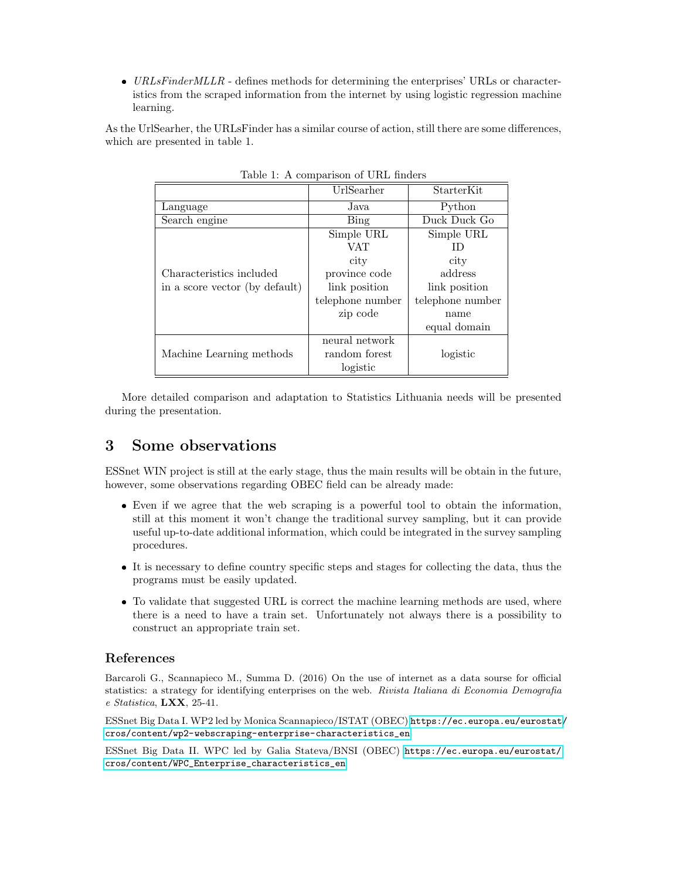- *URLsFinderMLLR* - defines methods for determining the enterprises' URLs or characteristics from the scraped information from the internet by using logistic regression machine learning.

As the UrlSearher, the URLsFinder has a similar course of action, still there are some differences, which are presented in table 1.

Table 1: A comparison of URL finders

| | UrlSearher | StarterKit |
|---|---|---|
| Language | Java | Python |
| Search engine | Bing | Duck Duck Go |
| Characteristics included in a score vector (by default) | Simple URL<br>VAT<br>city<br>province code<br>link position<br>telephone number<br>zip code | Simple URL<br>ID<br>city<br>address<br>link position<br>telephone number<br>name<br>equal domain |
| Machine Learning methods | neural network<br>random forest<br>logistic | logistic |

More detailed comparison and adaptation to Statistics Lithuania needs will be presented during the presentation.

## 3 Some observations

ESSnet WIN project is still at the early stage, thus the main results will be obtain in the future, however, some observations regarding OBEC field can be already made:

- Even if we agree that the web scraping is a powerful tool to obtain the information, still at this moment it won't change the traditional survey sampling, but it can provide useful up-to-date additional information, which could be integrated in the survey sampling procedures.
- It is necessary to define country specific steps and stages for collecting the data, thus the programs must be easily updated.
- To validate that suggested URL is correct the machine learning methods are used, where there is a need to have a train set. Unfortunately not always there is a possibility to construct an appropriate train set.

### References

Barcaroli G., Scannapieco M., Summa D. (2016) On the use of internet as a data sourse for official statistics: a strategy for identifying enterprises on the web. *Rivista Italiana di Economia Demografia e Statistica*, **LXX**, 25-41.

ESSnet Big Data I. WP2 led by Monica Scannapieco/ISTAT (OBEC) https://ec.europa.eu/eurostat/cros/content/wp2-webscraping-enterprise-characteristics_en

ESSnet Big Data II. WPC led by Galia Stateva/BNSI (OBEC) https://ec.europa.eu/eurostat/cros/content/WPC_Enterprise_characteristics_en